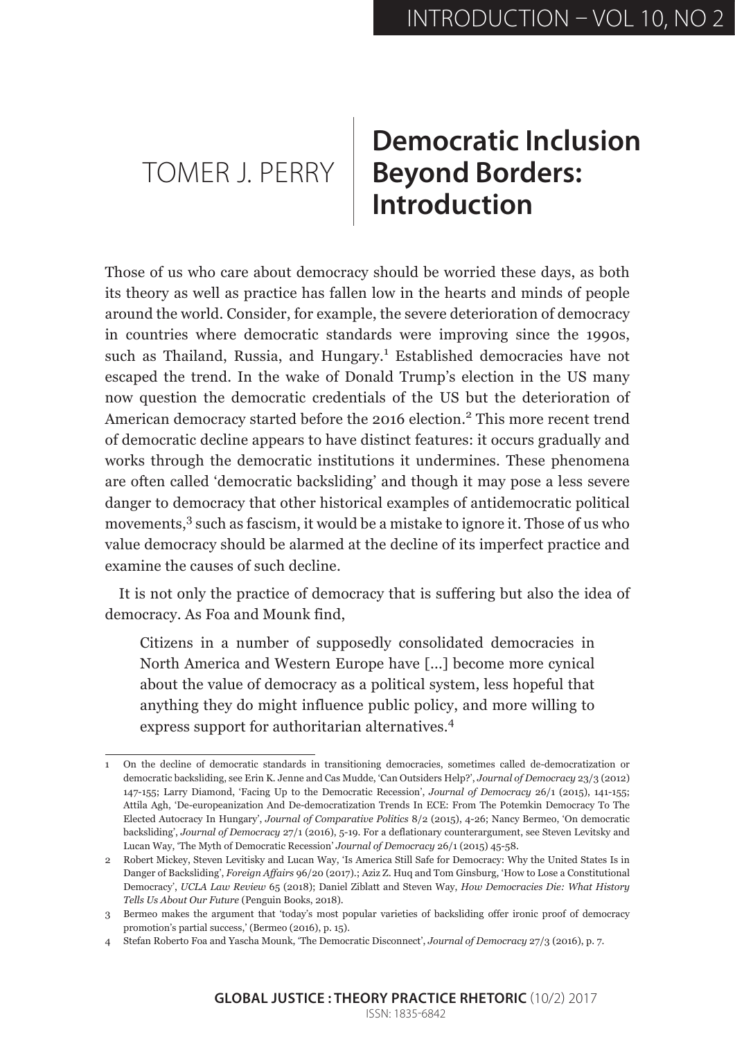TOMER J. PERRY

# Democratic Inclusion Beyond Borders: Introduction

Those of us who care about democracy should be worried these days, as both its theory as well as practice has fallen low in the hearts and minds of people around the world. Consider, for example, the severe deterioration of democracy in countries where democratic standards were improving since the 1990s, such as Thailand, Russia, and Hungary.[1] Established democracies have not escaped the trend. In the wake of Donald Trump's election in the US many now question the democratic credentials of the US but the deterioration of American democracy started before the 2016 election.[2] This more recent trend of democratic decline appears to have distinct features: it occurs gradually and works through the democratic institutions it undermines. These phenomena are often called 'democratic backsliding' and though it may pose a less severe danger to democracy that other historical examples of antidemocratic political movements,[3] such as fascism, it would be a mistake to ignore it. Those of us who value democracy should be alarmed at the decline of its imperfect practice and examine the causes of such decline.

It is not only the practice of democracy that is suffering but also the idea of democracy. As Foa and Mounk find,

> Citizens in a number of supposedly consolidated democracies in North America and Western Europe have [...] become more cynical about the value of democracy as a political system, less hopeful that anything they do might influence public policy, and more willing to express support for authoritarian alternatives.[4]

---

1 On the decline of democratic standards in transitioning democracies, sometimes called de-democratization or democratic backsliding, see Erin K. Jenne and Cas Mudde, 'Can Outsiders Help?', *Journal of Democracy* 23/3 (2012) 147-155; Larry Diamond, 'Facing Up to the Democratic Recession', *Journal of Democracy* 26/1 (2015), 141-155; Attila Agh, 'De-europeanization And De-democratization Trends In ECE: From The Potemkin Democracy To The Elected Autocracy In Hungary', *Journal of Comparative Politics* 8/2 (2015), 4-26; Nancy Bermeo, 'On democratic backsliding', *Journal of Democracy* 27/1 (2016), 5-19. For a deflationary counterargument, see Steven Levitsky and Lucan Way, 'The Myth of Democratic Recession' *Journal of Democracy* 26/1 (2015) 45-58.

2 Robert Mickey, Steven Levitsky and Lucan Way, 'Is America Still Safe for Democracy: Why the United States Is in Danger of Backsliding', *Foreign Affairs* 96/20 (2017).; Aziz Z. Huq and Tom Ginsburg, 'How to Lose a Constitutional Democracy', *UCLA Law Review* 65 (2018); Daniel Ziblatt and Steven Way, *How Democracies Die: What History Tells Us About Our Future* (Penguin Books, 2018).

3 Bermeo makes the argument that 'today's most popular varieties of backsliding offer ironic proof of democracy promotion's partial success,' (Bermeo (2016), p. 15).

4 Stefan Roberto Foa and Yascha Mounk, 'The Democratic Disconnect', *Journal of Democracy* 27/3 (2016), p. 7.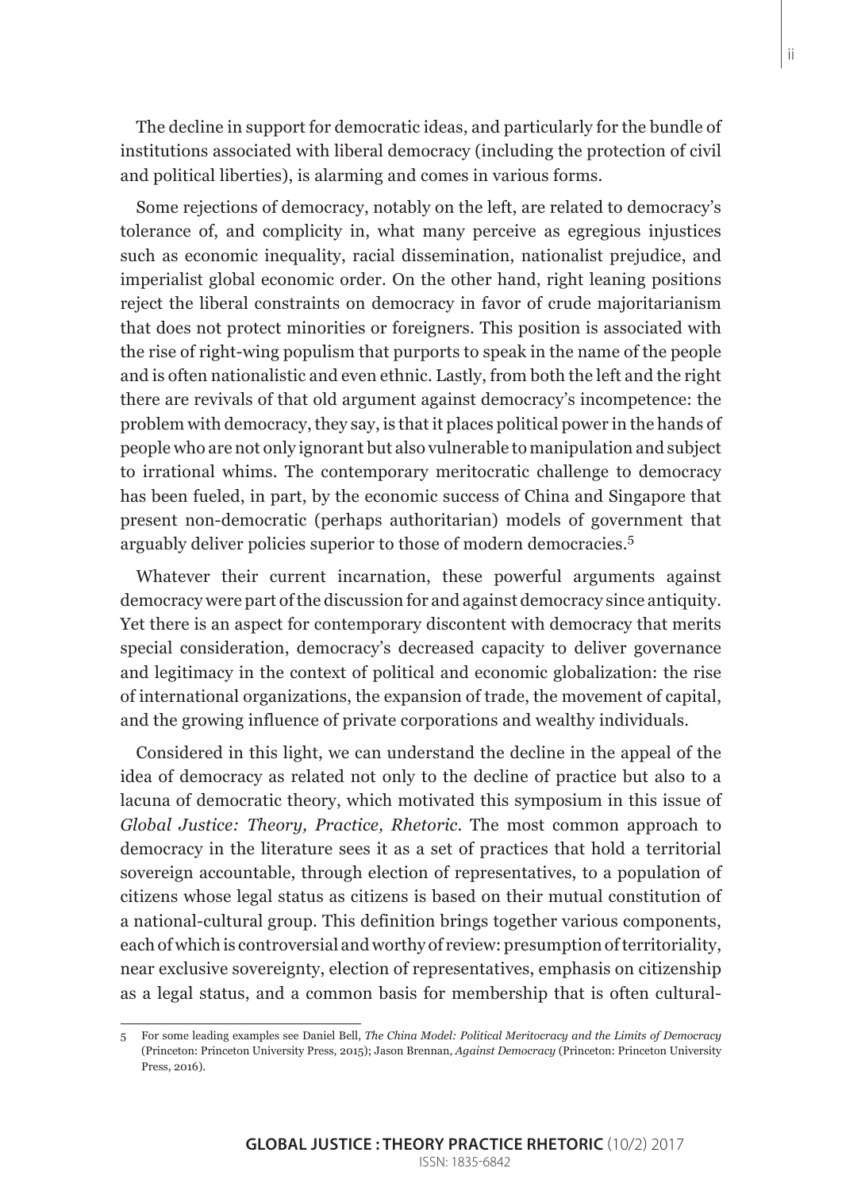The decline in support for democratic ideas, and particularly for the bundle of institutions associated with liberal democracy (including the protection of civil and political liberties), is alarming and comes in various forms.

Some rejections of democracy, notably on the left, are related to democracy's tolerance of, and complicity in, what many perceive as egregious injustices such as economic inequality, racial dissemination, nationalist prejudice, and imperialist global economic order. On the other hand, right leaning positions reject the liberal constraints on democracy in favor of crude majoritarianism that does not protect minorities or foreigners. This position is associated with the rise of right-wing populism that purports to speak in the name of the people and is often nationalistic and even ethnic. Lastly, from both the left and the right there are revivals of that old argument against democracy's incompetence: the problem with democracy, they say, is that it places political power in the hands of people who are not only ignorant but also vulnerable to manipulation and subject to irrational whims. The contemporary meritocratic challenge to democracy has been fueled, in part, by the economic success of China and Singapore that present non-democratic (perhaps authoritarian) models of government that arguably deliver policies superior to those of modern democracies.[5]

Whatever their current incarnation, these powerful arguments against democracy were part of the discussion for and against democracy since antiquity. Yet there is an aspect for contemporary discontent with democracy that merits special consideration, democracy's decreased capacity to deliver governance and legitimacy in the context of political and economic globalization: the rise of international organizations, the expansion of trade, the movement of capital, and the growing influence of private corporations and wealthy individuals.

Considered in this light, we can understand the decline in the appeal of the idea of democracy as related not only to the decline of practice but also to a lacuna of democratic theory, which motivated this symposium in this issue of *Global Justice: Theory, Practice, Rhetoric*. The most common approach to democracy in the literature sees it as a set of practices that hold a territorial sovereign accountable, through election of representatives, to a population of citizens whose legal status as citizens is based on their mutual constitution of a national-cultural group. This definition brings together various components, each of which is controversial and worthy of review: presumption of territoriality, near exclusive sovereignty, election of representatives, emphasis on citizenship as a legal status, and a common basis for membership that is often cultural-

5 For some leading examples see Daniel Bell, *The China Model: Political Meritocracy and the Limits of Democracy* (Princeton: Princeton University Press, 2015); Jason Brennan, *Against Democracy* (Princeton: Princeton University Press, 2016).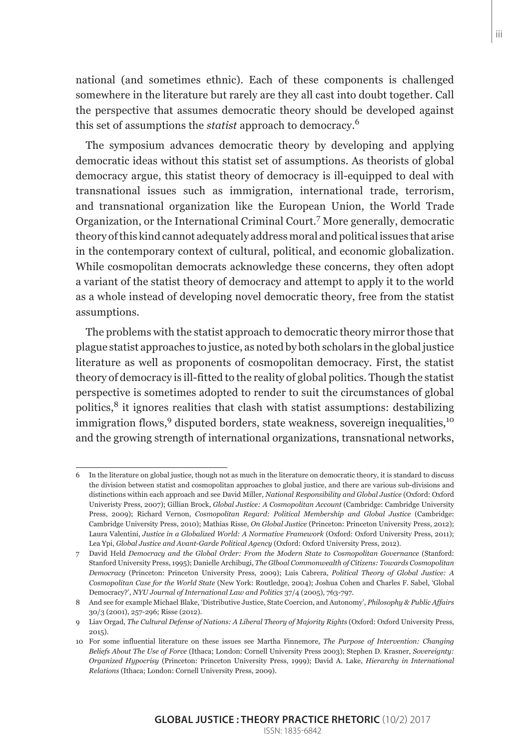national (and sometimes ethnic). Each of these components is challenged somewhere in the literature but rarely are they all cast into doubt together. Call the perspective that assumes democratic theory should be developed against this set of assumptions the *statist* approach to democracy.[6]

The symposium advances democratic theory by developing and applying democratic ideas without this statist set of assumptions. As theorists of global democracy argue, this statist theory of democracy is ill-equipped to deal with transnational issues such as immigration, international trade, terrorism, and transnational organization like the European Union, the World Trade Organization, or the International Criminal Court.[7] More generally, democratic theory of this kind cannot adequately address moral and political issues that arise in the contemporary context of cultural, political, and economic globalization. While cosmopolitan democrats acknowledge these concerns, they often adopt a variant of the statist theory of democracy and attempt to apply it to the world as a whole instead of developing novel democratic theory, free from the statist assumptions.

The problems with the statist approach to democratic theory mirror those that plague statist approaches to justice, as noted by both scholars in the global justice literature as well as proponents of cosmopolitan democracy. First, the statist theory of democracy is ill-fitted to the reality of global politics. Though the statist perspective is sometimes adopted to render to suit the circumstances of global politics,[8] it ignores realities that clash with statist assumptions: destabilizing immigration flows,[9] disputed borders, state weakness, sovereign inequalities,[10] and the growing strength of international organizations, transnational networks,

---

6 In the literature on global justice, though not as much in the literature on democratic theory, it is standard to discuss the division between statist and cosmopolitan approaches to global justice, and there are various sub-divisions and distinctions within each approach and see David Miller, *National Responsibility and Global Justice* (Oxford: Oxford Univeristy Press, 2007); Gillian Brock, *Global Justice: A Cosmopolitan Account* (Cambridge: Cambridge University Press, 2009); Richard Vernon, *Cosmopolitan Regard: Political Membership and Global Justice* (Cambridge: Cambridge University Press, 2010); Mathias Risse, *On Global Justice* (Princeton: Princeton University Press, 2012); Laura Valentini, *Justice in a Globalized World: A Normative Framework* (Oxford: Oxford University Press, 2011); Lea Ypi, *Global Justice and Avant-Garde Political Agency* (Oxford: Oxford University Press, 2012).

7 David Held *Democracy and the Global Order: From the Modern State to Cosmopolitan Governance* (Stanford: Stanford University Press, 1995); Danielle Archibugi, *The Glboal Commonwealth of Citizens: Towards Cosmopolitan Democracy* (Princeton: Princeton University Press, 2009); Luis Cabrera, *Political Theory of Global Justice: A Cosmopolitan Case for the World State* (New York: Routledge, 2004); Joshua Cohen and Charles F. Sabel, 'Global Democracy?', *NYU Journal of International Law and Politics* 37/4 (2005), 763-797.

8 And see for example Michael Blake, 'Distributive Justice, State Coercion, and Autonomy', *Philosophy & Public Affairs* 30/3 (2001), 257-296; Risse (2012).

9 Liav Orgad, *The Cultural Defense of Nations: A Liberal Theory of Majority Rights* (Oxford: Oxford University Press, 2015).

10 For some influential literature on these issues see Martha Finnemore, *The Purpose of Intervention: Changing Beliefs About The Use of Force* (Ithaca; London: Cornell University Press 2003); Stephen D. Krasner, *Sovereignty: Organized Hypocrisy* (Princeton: Princeton University Press, 1999); David A. Lake, *Hierarchy in International Relations* (Ithaca; London: Cornell University Press, 2009).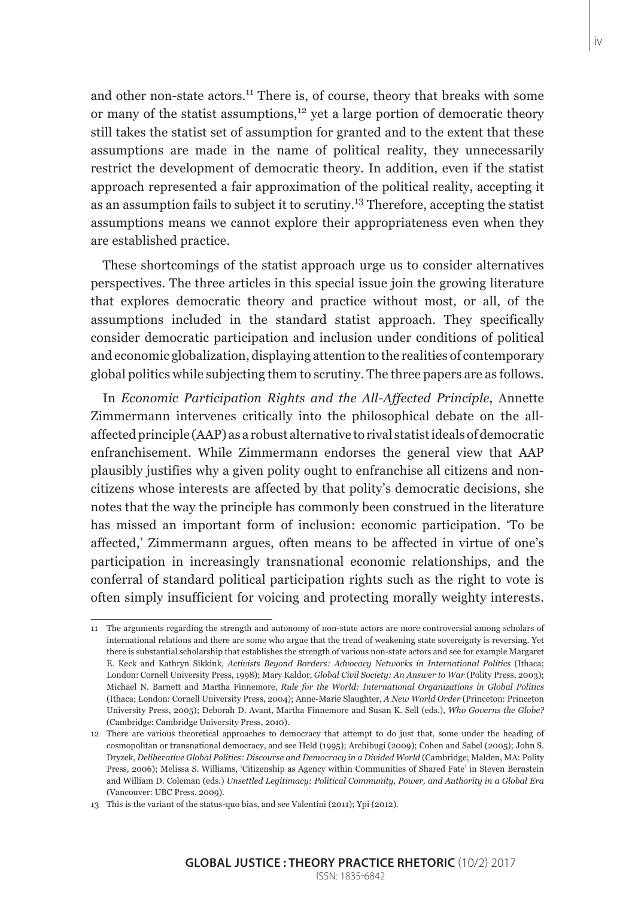and other non-state actors.[11] There is, of course, theory that breaks with some or many of the statist assumptions,[12] yet a large portion of democratic theory still takes the statist set of assumption for granted and to the extent that these assumptions are made in the name of political reality, they unnecessarily restrict the development of democratic theory. In addition, even if the statist approach represented a fair approximation of the political reality, accepting it as an assumption fails to subject it to scrutiny.[13] Therefore, accepting the statist assumptions means we cannot explore their appropriateness even when they are established practice.

These shortcomings of the statist approach urge us to consider alternatives perspectives. The three articles in this special issue join the growing literature that explores democratic theory and practice without most, or all, of the assumptions included in the standard statist approach. They specifically consider democratic participation and inclusion under conditions of political and economic globalization, displaying attention to the realities of contemporary global politics while subjecting them to scrutiny. The three papers are as follows.

In *Economic Participation Rights and the All-Affected Principle*, Annette Zimmermann intervenes critically into the philosophical debate on the all-affected principle (AAP) as a robust alternative to rival statist ideals of democratic enfranchisement. While Zimmermann endorses the general view that AAP plausibly justifies why a given polity ought to enfranchise all citizens and non-citizens whose interests are affected by that polity's democratic decisions, she notes that the way the principle has commonly been construed in the literature has missed an important form of inclusion: economic participation. 'To be affected,' Zimmermann argues, often means to be affected in virtue of one's participation in increasingly transnational economic relationships, and the conferral of standard political participation rights such as the right to vote is often simply insufficient for voicing and protecting morally weighty interests.

---

11 The arguments regarding the strength and autonomy of non-state actors are more controversial among scholars of international relations and there are some who argue that the trend of weakening state sovereignty is reversing. Yet there is substantial scholarship that establishes the strength of various non-state actors and see for example Margaret E. Keck and Kathryn Sikkink, *Activists Beyond Borders: Advocacy Networks in International Politics* (Ithaca; London: Cornell University Press, 1998); Mary Kaldor, *Global Civil Society: An Answer to War* (Polity Press, 2003); Michael N. Barnett and Martha Finnemore, *Rule for the World: International Organizations in Global Politics* (Ithaca; London: Cornell University Press, 2004); Anne-Marie Slaughter, *A New World Order* (Princeton: Princeton University Press, 2005); Deborah D. Avant, Martha Finnemore and Susan K. Sell (eds.), *Who Governs the Globe?* (Cambridge: Cambridge University Press, 2010).

12 There are various theoretical approaches to democracy that attempt to do just that, some under the heading of cosmopolitan or transnational democracy, and see Held (1995); Archibugi (2009); Cohen and Sabel (2005); John S. Dryzek, *Deliberative Global Politics: Discourse and Democracy in a Divided World* (Cambridge; Malden, MA: Polity Press, 2006); Melissa S. Williams, 'Citizenship as Agency within Communities of Shared Fate' in Steven Bernstein and William D. Coleman (eds.) *Unsettled Legitimacy: Political Community, Power, and Authority in a Global Era* (Vancouver: UBC Press, 2009).

13 This is the variant of the status-quo bias, and see Valentini (2011); Ypi (2012).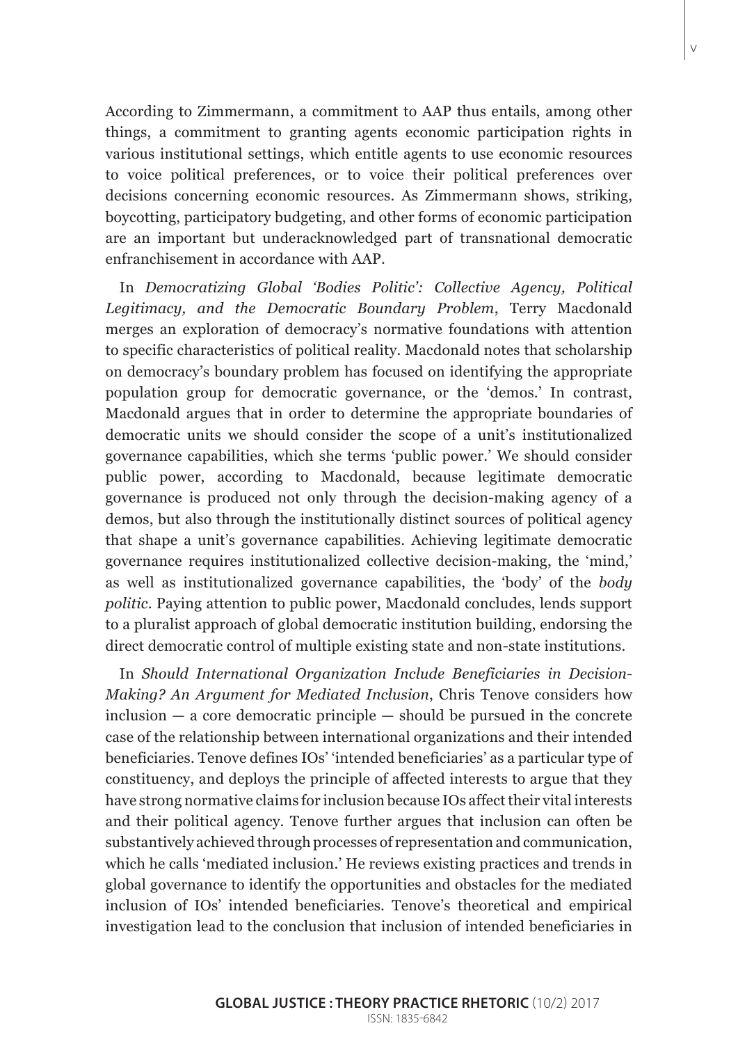According to Zimmermann, a commitment to AAP thus entails, among other things, a commitment to granting agents economic participation rights in various institutional settings, which entitle agents to use economic resources to voice political preferences, or to voice their political preferences over decisions concerning economic resources. As Zimmermann shows, striking, boycotting, participatory budgeting, and other forms of economic participation are an important but underacknowledged part of transnational democratic enfranchisement in accordance with AAP.

In *Democratizing Global 'Bodies Politic': Collective Agency, Political Legitimacy, and the Democratic Boundary Problem*, Terry Macdonald merges an exploration of democracy's normative foundations with attention to specific characteristics of political reality. Macdonald notes that scholarship on democracy's boundary problem has focused on identifying the appropriate population group for democratic governance, or the 'demos.' In contrast, Macdonald argues that in order to determine the appropriate boundaries of democratic units we should consider the scope of a unit's institutionalized governance capabilities, which she terms 'public power.' We should consider public power, according to Macdonald, because legitimate democratic governance is produced not only through the decision-making agency of a demos, but also through the institutionally distinct sources of political agency that shape a unit's governance capabilities. Achieving legitimate democratic governance requires institutionalized collective decision-making, the 'mind,' as well as institutionalized governance capabilities, the 'body' of the *body politic*. Paying attention to public power, Macdonald concludes, lends support to a pluralist approach of global democratic institution building, endorsing the direct democratic control of multiple existing state and non-state institutions.

In *Should International Organization Include Beneficiaries in Decision-Making? An Argument for Mediated Inclusion*, Chris Tenove considers how inclusion — a core democratic principle — should be pursued in the concrete case of the relationship between international organizations and their intended beneficiaries. Tenove defines IOs' 'intended beneficiaries' as a particular type of constituency, and deploys the principle of affected interests to argue that they have strong normative claims for inclusion because IOs affect their vital interests and their political agency. Tenove further argues that inclusion can often be substantively achieved through processes of representation and communication, which he calls 'mediated inclusion.' He reviews existing practices and trends in global governance to identify the opportunities and obstacles for the mediated inclusion of IOs' intended beneficiaries. Tenove's theoretical and empirical investigation lead to the conclusion that inclusion of intended beneficiaries in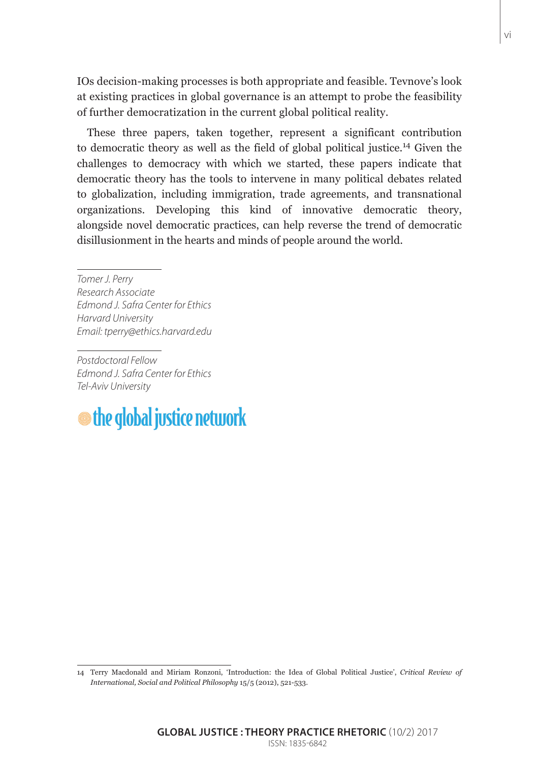IOs decision-making processes is both appropriate and feasible. Tevnove's look at existing practices in global governance is an attempt to probe the feasibility of further democratization in the current global political reality.

These three papers, taken together, represent a significant contribution to democratic theory as well as the field of global political justice.[14] Given the challenges to democracy with which we started, these papers indicate that democratic theory has the tools to intervene in many political debates related to globalization, including immigration, trade agreements, and transnational organizations. Developing this kind of innovative democratic theory, alongside novel democratic practices, can help reverse the trend of democratic disillusionment in the hearts and minds of people around the world.

---

*Tomer J. Perry*
*Research Associate*
*Edmond J. Safra Center for Ethics*
*Harvard University*
*Email: tperry@ethics.harvard.edu*

---

*Postdoctoral Fellow*
*Edmond J. Safra Center for Ethics*
*Tel-Aviv University*

the global justice network

---

14 Terry Macdonald and Miriam Ronzoni, 'Introduction: the Idea of Global Political Justice', *Critical Review of International, Social and Political Philosophy* 15/5 (2012), 521-533.